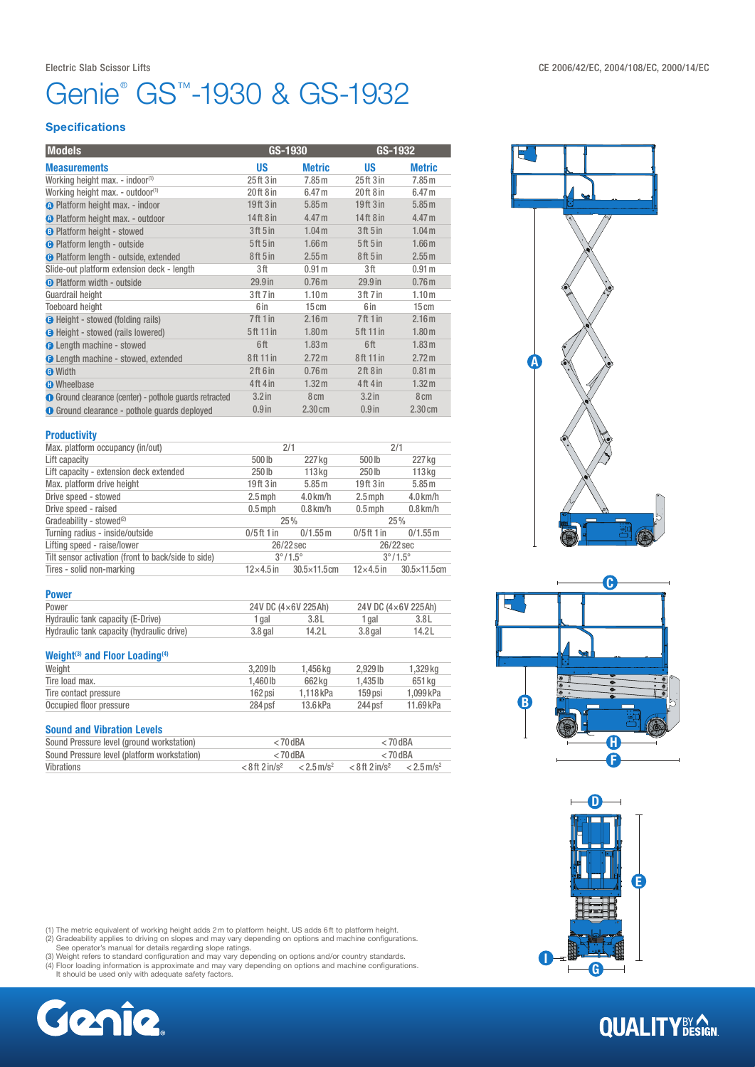Electric Slab Scissor Lifts

CE 2006/42/EC, 2004/108/EC, 2000/14/EC

# Genie® GS™-1930 & GS-1932

## Specifications

| Models | GS-1930 | | GS-1932 | |
|---|---|---|---|---|
| **Measurements** | **US** | **Metric** | **US** | **Metric** |
| Working height max. - indoor[1] | 25 ft 3 in | 7.85 m | 25 ft 3 in | 7.85 m |
| Working height max. - outdoor[1] | 20 ft 8 in | 6.47 m | 20 ft 8 in | 6.47 m |
| A Platform height max. - indoor | 19 ft 3 in | 5.85 m | 19 ft 3 in | 5.85 m |
| A Platform height max. - outdoor | 14 ft 8 in | 4.47 m | 14 ft 8 in | 4.47 m |
| B Platform height - stowed | 3 ft 5 in | 1.04 m | 3 ft 5 in | 1.04 m |
| C Platform length - outside | 5 ft 5 in | 1.66 m | 5 ft 5 in | 1.66 m |
| C Platform length - outside, extended | 8 ft 5 in | 2.55 m | 8 ft 5 in | 2.55 m |
| Slide-out platform extension deck - length | 3 ft | 0.91 m | 3 ft | 0.91 m |
| D Platform width - outside | 29.9 in | 0.76 m | 29.9 in | 0.76 m |
| Guardrail height | 3 ft 7 in | 1.10 m | 3 ft 7 in | 1.10 m |
| Toeboard height | 6 in | 15 cm | 6 in | 15 cm |
| E Height - stowed (folding rails) | 7 ft 1 in | 2.16 m | 7 ft 1 in | 2.16 m |
| E Height - stowed (rails lowered) | 5 ft 11 in | 1.80 m | 5 ft 11 in | 1.80 m |
| F Length machine - stowed | 6 ft | 1.83 m | 6 ft | 1.83 m |
| F Length machine - stowed, extended | 8 ft 11 in | 2.72 m | 8 ft 11 in | 2.72 m |
| G Width | 2 ft 6 in | 0.76 m | 2 ft 8 in | 0.81 m |
| H Wheelbase | 4 ft 4 in | 1.32 m | 4 ft 4 in | 1.32 m |
| I Ground clearance (center) - pothole guards retracted | 3.2 in | 8 cm | 3.2 in | 8 cm |
| I Ground clearance - pothole guards deployed | 0.9 in | 2.30 cm | 0.9 in | 2.30 cm |

### Productivity

| | GS-1930 | | GS-1932 | |
|---|---|---|---|---|
| Max. platform occupancy (in/out) | 2/1 | | 2/1 | |
| Lift capacity | 500 lb | 227 kg | 500 lb | 227 kg |
| Lift capacity - extension deck extended | 250 lb | 113 kg | 250 lb | 113 kg |
| Max. platform drive height | 19 ft 3 in | 5.85 m | 19 ft 3 in | 5.85 m |
| Drive speed - stowed | 2.5 mph | 4.0 km/h | 2.5 mph | 4.0 km/h |
| Drive speed - raised | 0.5 mph | 0.8 km/h | 0.5 mph | 0.8 km/h |
| Gradeability - stowed[2] | 25% | | 25% | |
| Turning radius - inside/outside | 0/5 ft 1 in | 0/1.55 m | 0/5 ft 1 in | 0/1.55 m |
| Lifting speed - raise/lower | 26/22 sec | | 26/22 sec | |
| Tilt sensor activation (front to back/side to side) | 3° / 1.5° | | 3° / 1.5° | |
| Tires - solid non-marking | 12×4.5 in | 30.5×11.5 cm | 12×4.5 in | 30.5×11.5 cm |

### Power

| | GS-1930 | | GS-1932 | |
|---|---|---|---|---|
| Power | 24V DC (4×6V 225Ah) | | 24V DC (4×6V 225Ah) | |
| Hydraulic tank capacity (E-Drive) | 1 gal | 3.8 L | 1 gal | 3.8 L |
| Hydraulic tank capacity (hydraulic drive) | 3.8 gal | 14.2 L | 3.8 gal | 14.2 L |

### Weight[3] and Floor Loading[4]

| | GS-1930 | | GS-1932 | |
|---|---|---|---|---|
| Weight | 3,209 lb | 1,456 kg | 2,929 lb | 1,329 kg |
| Tire load max. | 1,460 lb | 662 kg | 1,435 lb | 651 kg |
| Tire contact pressure | 162 psi | 1,118 kPa | 159 psi | 1,099 kPa |
| Occupied floor pressure | 284 psf | 13.6 kPa | 244 psf | 11.69 kPa |

### Sound and Vibration Levels

| | GS-1930 | | GS-1932 | |
|---|---|---|---|---|
| Sound Pressure level (ground workstation) | < 70 dBA | | < 70 dBA | |
| Sound Pressure level (platform workstation) | < 70 dBA | | < 70 dBA | |
| Vibrations | < 8 ft 2 in/s² | < 2.5 m/s² | < 8 ft 2 in/s² | < 2.5 m/s² |

(1) The metric equivalent of working height adds 2 m to platform height. US adds 6 ft to platform height.
(2) Gradeability applies to driving on slopes and may vary depending on options and machine configurations. See operator's manual for details regarding slope ratings.
(3) Weight refers to standard configuration and may vary depending on options and/or country standards.
(4) Floor loading information is approximate and may vary depending on options and machine configurations. It should be used only with adequate safety factors.

Genie

QUALITY BY DESIGN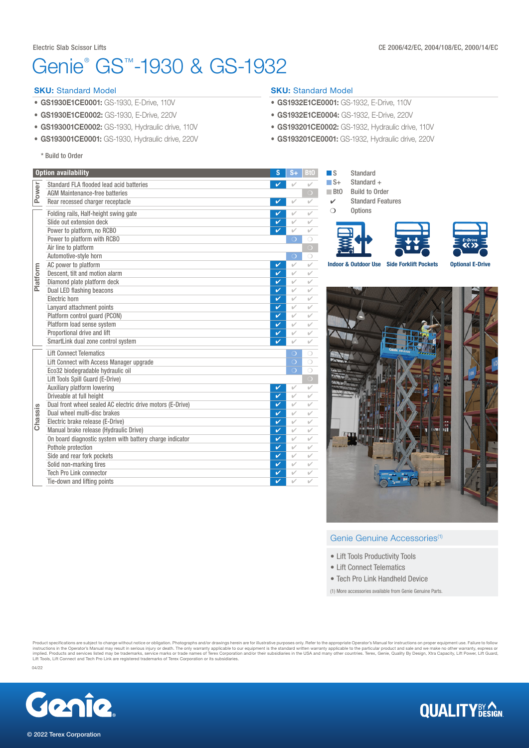Electric Slab Scissor Lifts

CE 2006/42/EC, 2004/108/EC, 2000/14/EC

# Genie® GS™-1930 & GS-1932

**SKU:** Standard Model

- **GS1930E1CE0001:** GS-1930, E-Drive, 110V
- **GS1930E1CE0002:** GS-1930, E-Drive, 220V
- **GS193001CE0002:** GS-1930, Hydraulic drive, 110V
- **GS193001CE0001:** GS-1930, Hydraulic drive, 220V

**SKU:** Standard Model

- **GS1932E1CE0001:** GS-1932, E-Drive, 110V
- **GS1932E1CE0004:** GS-1932, E-Drive, 220V
- **GS193201CE0002:** GS-1932, Hydraulic drive, 110V
- **GS193201CE0001:** GS-1932, Hydraulic drive, 220V

\* Build to Order

| | Option availability | S | S+ | BtO |
|---|---|---|---|---|
| Power | Standard FLA flooded lead acid batteries | ✔ | ✔ | ✔ |
| | AGM Maintenance-free batteries | | | ❍ |
| | Rear recessed charger receptacle | ✔ | ✔ | ✔ |
| Platform | Folding rails, Half-height swing gate | ✔ | ✔ | ✔ |
| | Slide out extension deck | ✔ | ✔ | ✔ |
| | Power to platform, no RCBO | ✔ | ✔ | ✔ |
| | Power to platform with RCBO | | ❍ | ❍ |
| | Air line to platform | | | ❍ |
| | Automotive-style horn | | ❍ | ❍ |
| | AC power to platform | ✔ | ✔ | ✔ |
| | Descent, tilt and motion alarm | ✔ | ✔ | ✔ |
| | Diamond plate platform deck | ✔ | ✔ | ✔ |
| | Dual LED flashing beacons | ✔ | ✔ | ✔ |
| | Electric horn | ✔ | ✔ | ✔ |
| | Lanyard attachment points | ✔ | ✔ | ✔ |
| | Platform control guard (PCON) | ✔ | ✔ | ✔ |
| | Platform load sense system | ✔ | ✔ | ✔ |
| | Proportional drive and lift | ✔ | ✔ | ✔ |
| | SmartLink dual zone control system | ✔ | ✔ | ✔ |
| Chassis | Lift Connect Telematics | | ❍ | ❍ |
| | Lift Connect with Access Manager upgrade | | ❍ | ❍ |
| | Eco32 biodegradable hydraulic oil | | ❍ | ❍ |
| | Lift Tools Spill Guard (E-Drive) | | | ❍ |
| | Auxiliary platform lowering | ✔ | ✔ | ✔ |
| | Driveable at full height | ✔ | ✔ | ✔ |
| | Dual front wheel sealed AC electric drive motors (E-Drive) | ✔ | ✔ | ✔ |
| | Dual wheel multi-disc brakes | ✔ | ✔ | ✔ |
| | Electric brake release (E-Drive) | ✔ | ✔ | ✔ |
| | Manual brake release (Hydraulic Drive) | ✔ | ✔ | ✔ |
| | On board diagnostic system with battery charge indicator | ✔ | ✔ | ✔ |
| | Pothole protection | ✔ | ✔ | ✔ |
| | Side and rear fork pockets | ✔ | ✔ | ✔ |
| | Solid non-marking tires | ✔ | ✔ | ✔ |
| | Tech Pro Link connector | ✔ | ✔ | ✔ |
| | Tie-down and lifting points | ✔ | ✔ | ✔ |

- S — Standard
- S+ — Standard +
- BtO — Build to Order
- ✔ — Standard Features
- ❍ — Options

Indoor & Outdoor Use

Side Forklift Pockets

Optional E-Drive

## Genie Genuine Accessories[1]

- Lift Tools Productivity Tools
- Lift Connect Telematics
- Tech Pro Link Handheld Device

(1) More accessories available from Genie Genuine Parts.

Product specifications are subject to change without notice or obligation. Photographs and/or drawings herein are for illustrative purposes only. Refer to the appropriate Operator's Manual for instructions on proper equipment use. Failure to follow instructions in the Operator's Manual may result in serious injury or death. The only warranty applicable to our equipment is the standard written warranty applicable to the particular product and sale and we make no other warranty, express or implied. Products and services listed may be trademarks, service marks or trade names of Terex Corporation and/or their subsidiaries in the USA and many other countries. Terex, Genie, Quality By Design, Xtra Capacity, Lift Power, Lift Guard, Lift Tools, Lift Connect and Tech Pro Link are registered trademarks of Terex Corporation or its subsidiaries.

04/22

© 2022 Terex Corporation